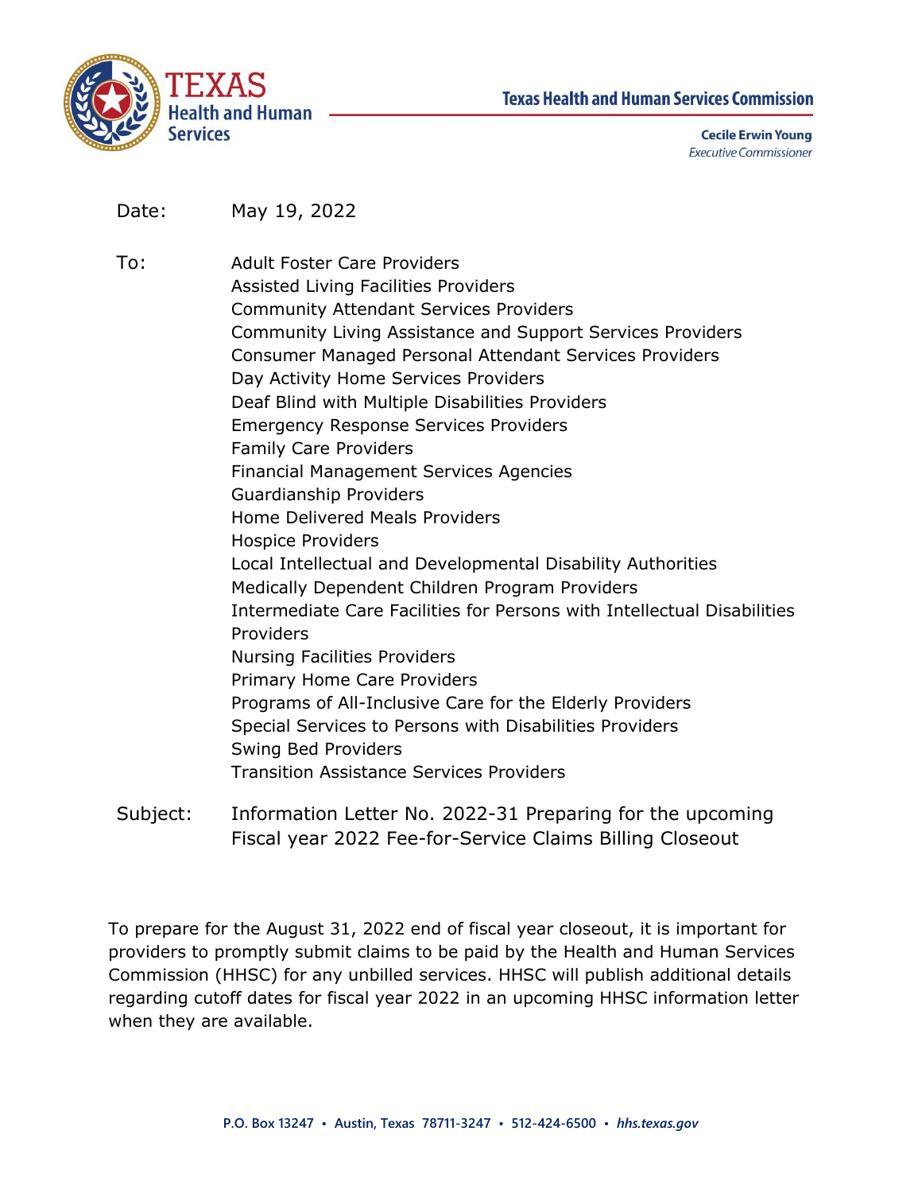**Texas Health and Human Services Commission**

**Cecile Erwin Young**
*Executive Commissioner*

Date: May 19, 2022

To: Adult Foster Care Providers
Assisted Living Facilities Providers
Community Attendant Services Providers
Community Living Assistance and Support Services Providers
Consumer Managed Personal Attendant Services Providers
Day Activity Home Services Providers
Deaf Blind with Multiple Disabilities Providers
Emergency Response Services Providers
Family Care Providers
Financial Management Services Agencies
Guardianship Providers
Home Delivered Meals Providers
Hospice Providers
Local Intellectual and Developmental Disability Authorities
Medically Dependent Children Program Providers
Intermediate Care Facilities for Persons with Intellectual Disabilities Providers
Nursing Facilities Providers
Primary Home Care Providers
Programs of All-Inclusive Care for the Elderly Providers
Special Services to Persons with Disabilities Providers
Swing Bed Providers
Transition Assistance Services Providers

Subject: Information Letter No. 2022-31 Preparing for the upcoming Fiscal year 2022 Fee-for-Service Claims Billing Closeout

To prepare for the August 31, 2022 end of fiscal year closeout, it is important for providers to promptly submit claims to be paid by the Health and Human Services Commission (HHSC) for any unbilled services. HHSC will publish additional details regarding cutoff dates for fiscal year 2022 in an upcoming HHSC information letter when they are available.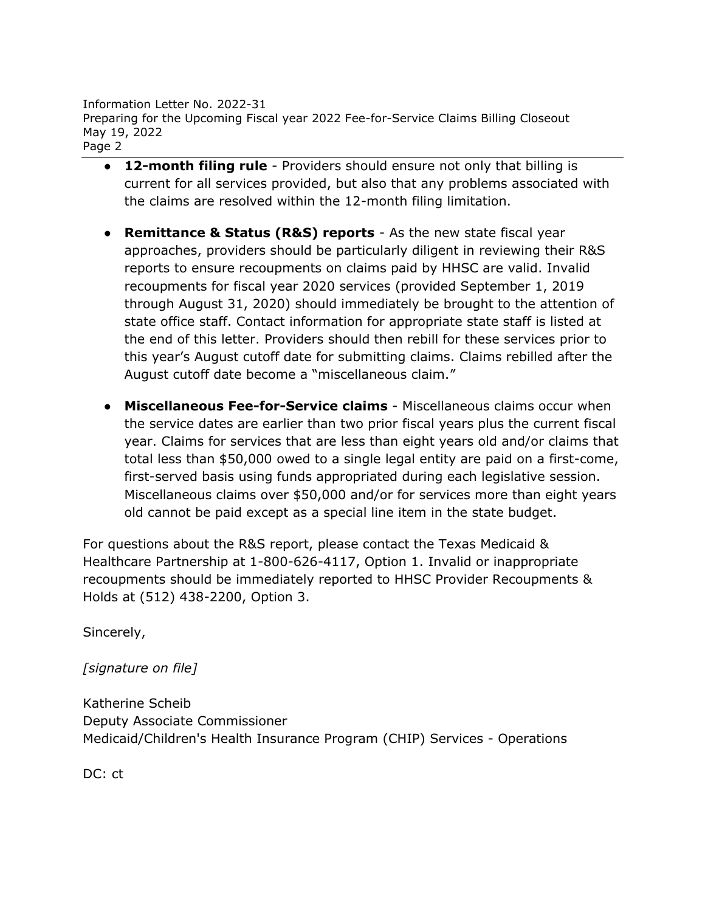- **12-month filing rule** - Providers should ensure not only that billing is current for all services provided, but also that any problems associated with the claims are resolved within the 12-month filing limitation.

- **Remittance & Status (R&S) reports** - As the new state fiscal year approaches, providers should be particularly diligent in reviewing their R&S reports to ensure recoupments on claims paid by HHSC are valid. Invalid recoupments for fiscal year 2020 services (provided September 1, 2019 through August 31, 2020) should immediately be brought to the attention of state office staff. Contact information for appropriate state staff is listed at the end of this letter. Providers should then rebill for these services prior to this year's August cutoff date for submitting claims. Claims rebilled after the August cutoff date become a "miscellaneous claim."

- **Miscellaneous Fee-for-Service claims** - Miscellaneous claims occur when the service dates are earlier than two prior fiscal years plus the current fiscal year. Claims for services that are less than eight years old and/or claims that total less than $50,000 owed to a single legal entity are paid on a first-come, first-served basis using funds appropriated during each legislative session. Miscellaneous claims over $50,000 and/or for services more than eight years old cannot be paid except as a special line item in the state budget.

For questions about the R&S report, please contact the Texas Medicaid & Healthcare Partnership at 1-800-626-4117, Option 1. Invalid or inappropriate recoupments should be immediately reported to HHSC Provider Recoupments & Holds at (512) 438-2200, Option 3.

Sincerely,

*[signature on file]*

Katherine Scheib
Deputy Associate Commissioner
Medicaid/Children's Health Insurance Program (CHIP) Services - Operations

DC: ct